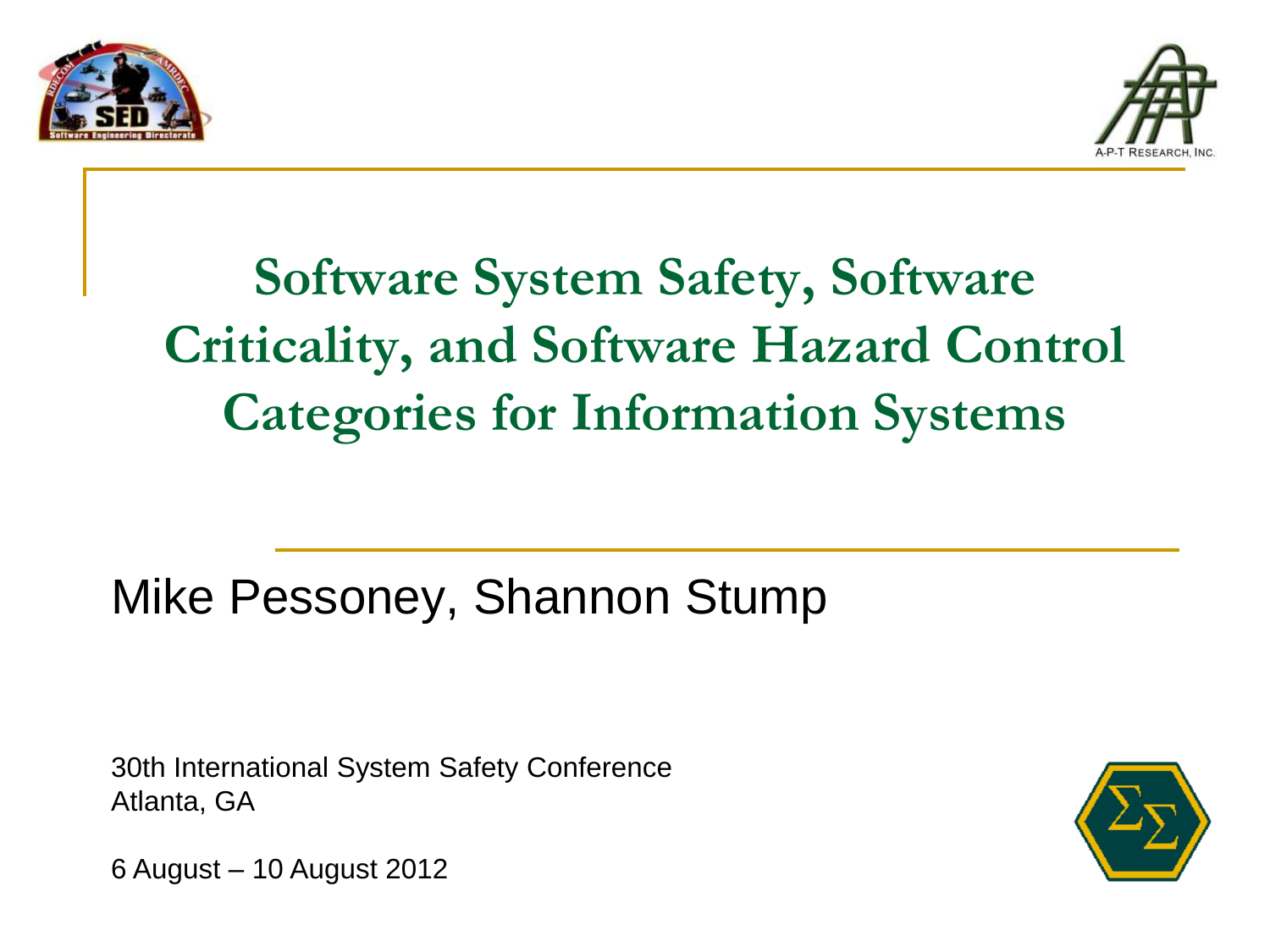# Software System Safety, Software Criticality, and Software Hazard Control Categories for Information Systems

Mike Pessoney, Shannon Stump

30th International System Safety Conference
Atlanta, GA

6 August – 10 August 2012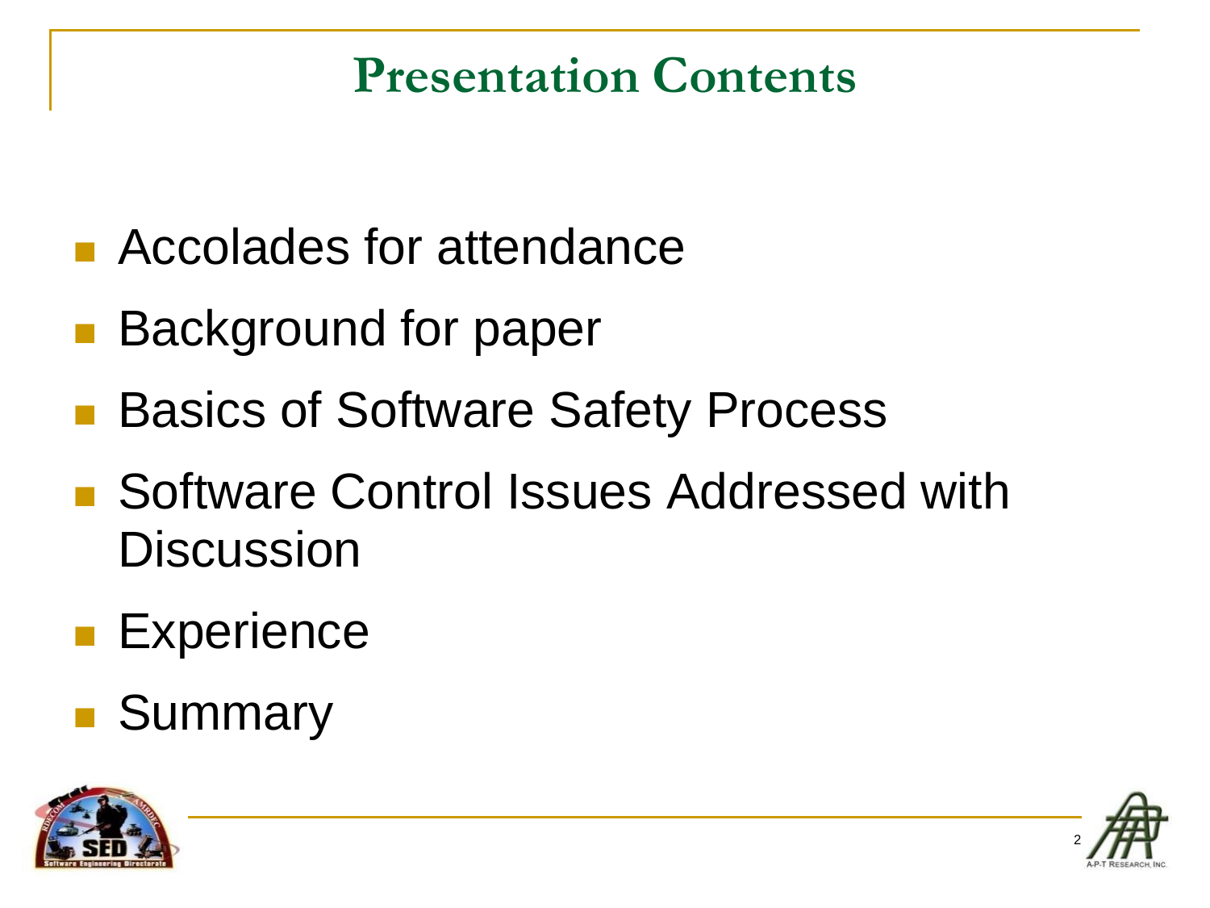# Presentation Contents

- Accolades for attendance
- Background for paper
- Basics of Software Safety Process
- Software Control Issues Addressed with Discussion
- Experience
- Summary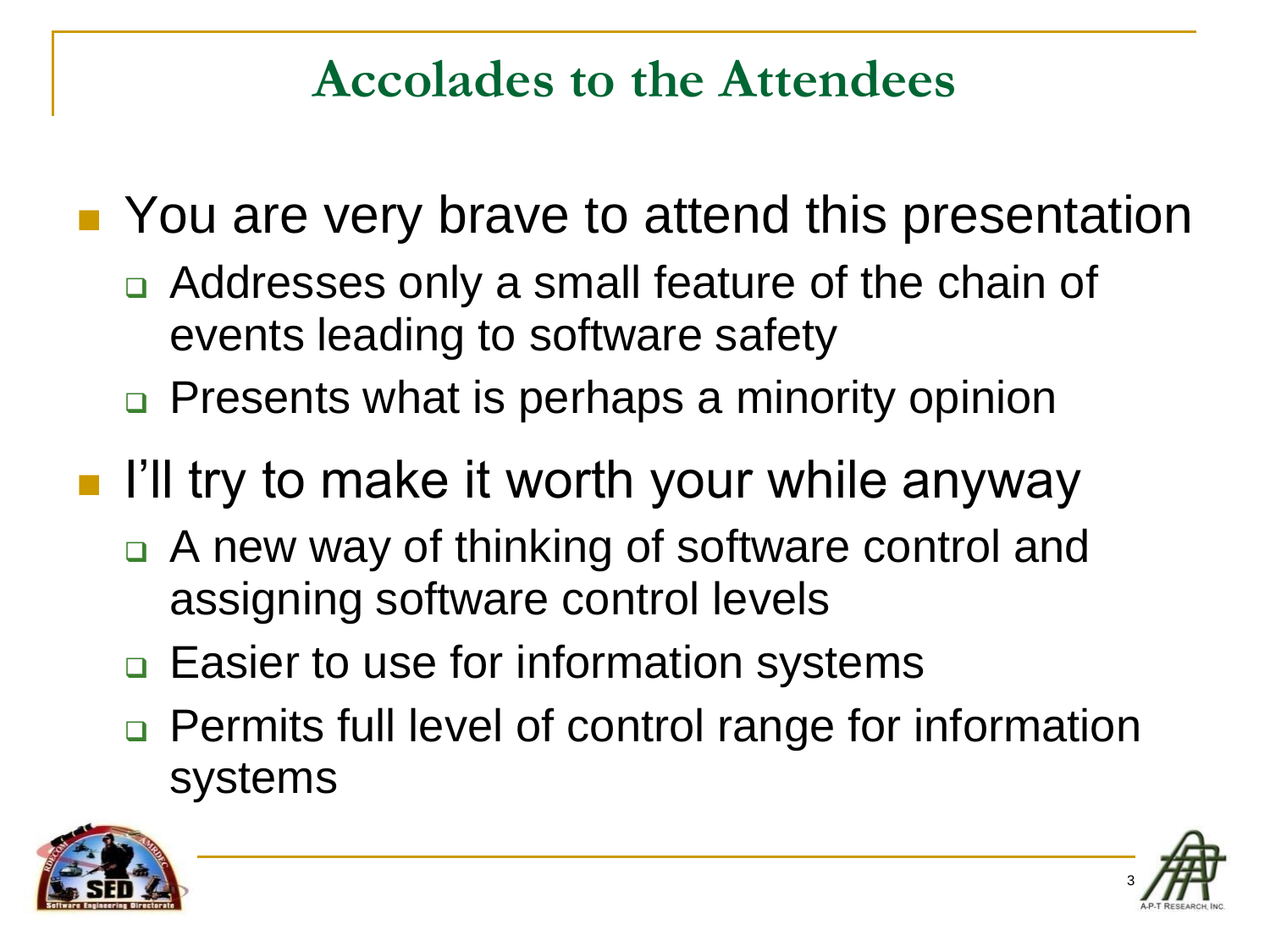# Accolades to the Attendees

- You are very brave to attend this presentation
  - Addresses only a small feature of the chain of events leading to software safety
  - Presents what is perhaps a minority opinion
- I'll try to make it worth your while anyway
  - A new way of thinking of software control and assigning software control levels
  - Easier to use for information systems
  - Permits full level of control range for information systems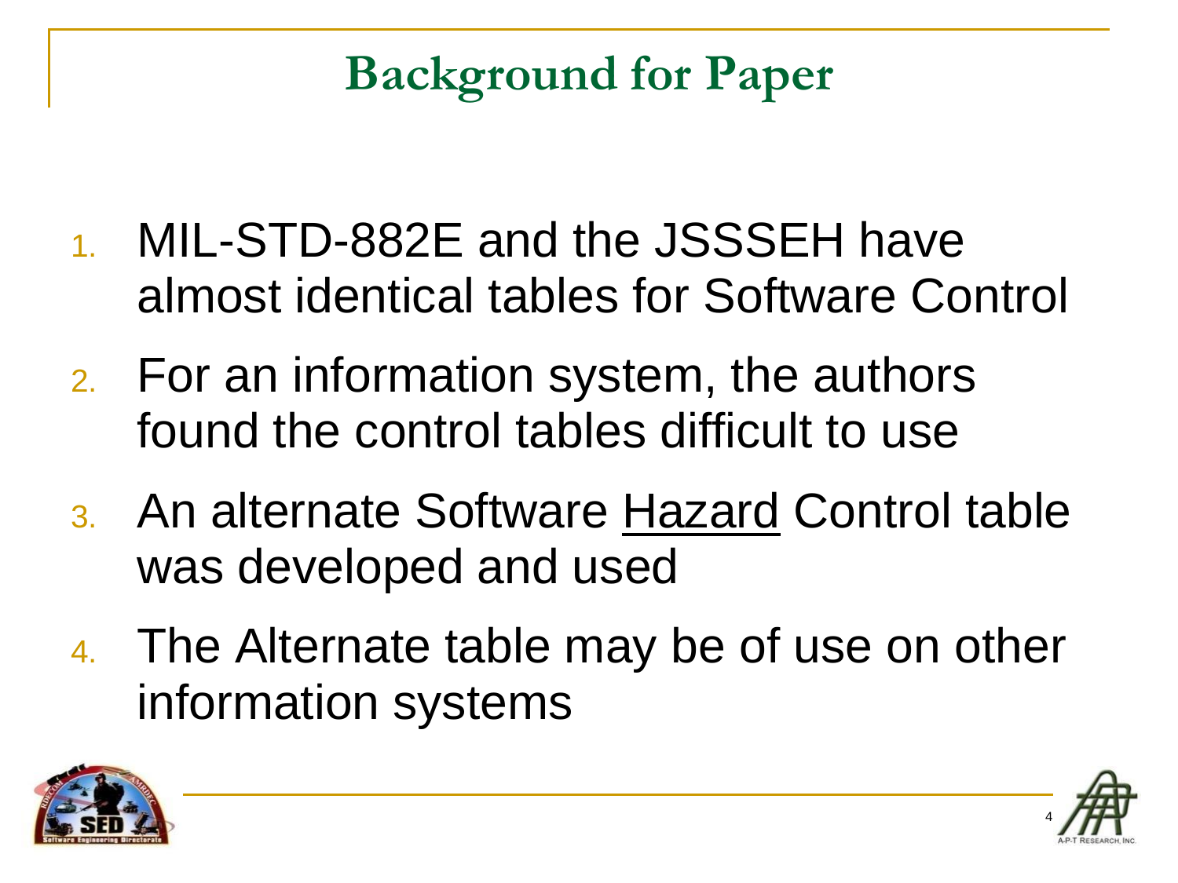# Background for Paper

1. MIL-STD-882E and the JSSSEH have almost identical tables for Software Control
2. For an information system, the authors found the control tables difficult to use
3. An alternate Software <u>Hazard</u> Control table was developed and used
4. The Alternate table may be of use on other information systems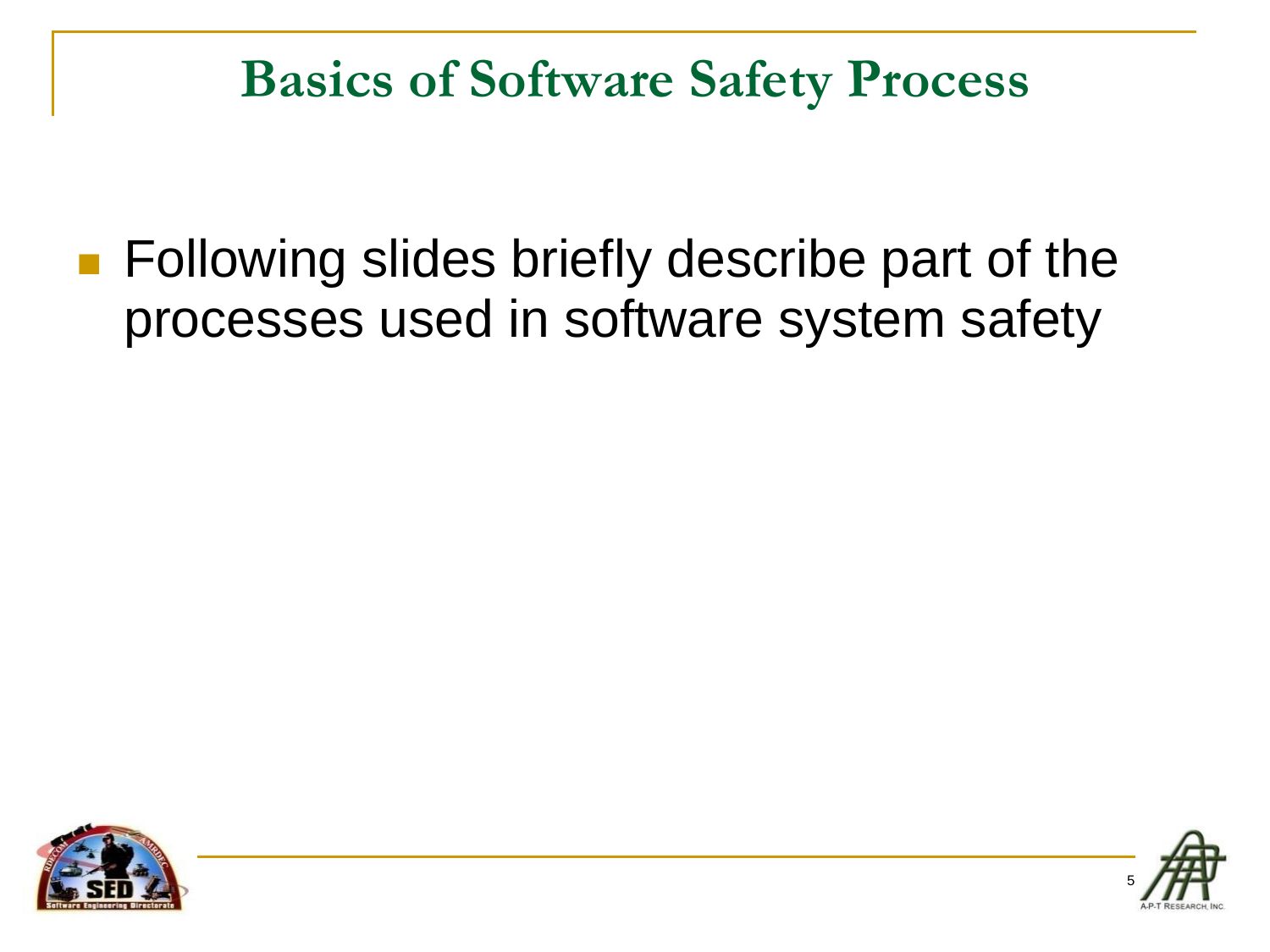# Basics of Software Safety Process

- Following slides briefly describe part of the processes used in software system safety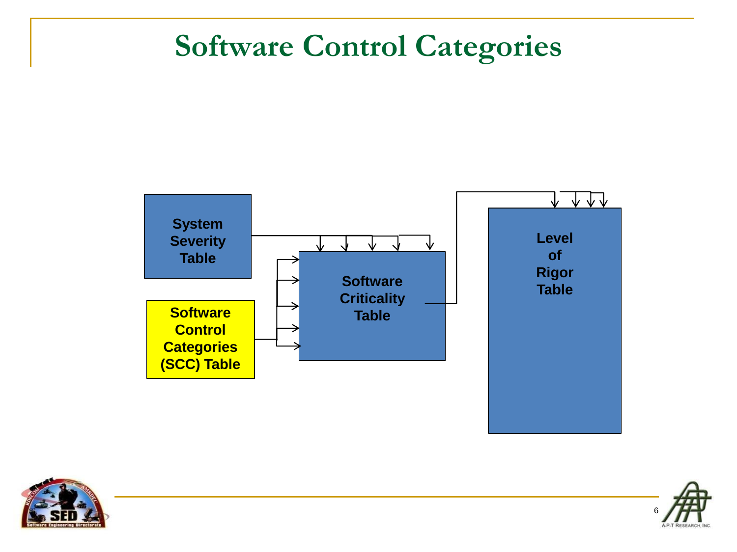# Software Control Categories

System Severity Table

Software Control Categories (SCC) Table

Software Criticality Table

Level of Rigor Table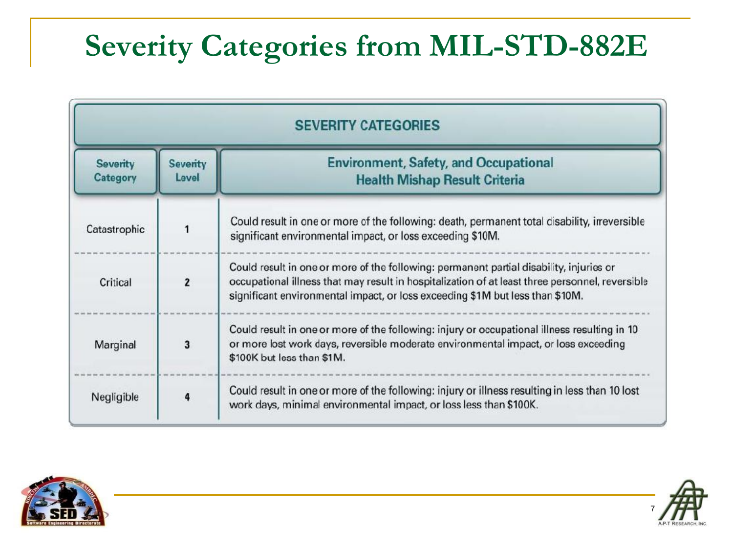# Severity Categories from MIL-STD-882E

| SEVERITY CATEGORIES | | |
|---|---|---|
| Severity Category | Severity Level | Environment, Safety, and Occupational Health Mishap Result Criteria |
| Catastrophic | 1 | Could result in one or more of the following: death, permanent total disability, irreversible significant environmental impact, or loss exceeding $10M. |
| Critical | 2 | Could result in one or more of the following: permanent partial disability, injuries or occupational illness that may result in hospitalization of at least three personnel, reversible significant environmental impact, or loss exceeding $1M but less than $10M. |
| Marginal | 3 | Could result in one or more of the following: injury or occupational illness resulting in 10 or more lost work days, reversible moderate environmental impact, or loss exceeding $100K but less than $1M. |
| Negligible | 4 | Could result in one or more of the following: injury or illness resulting in less than 10 lost work days, minimal environmental impact, or loss less than $100K. |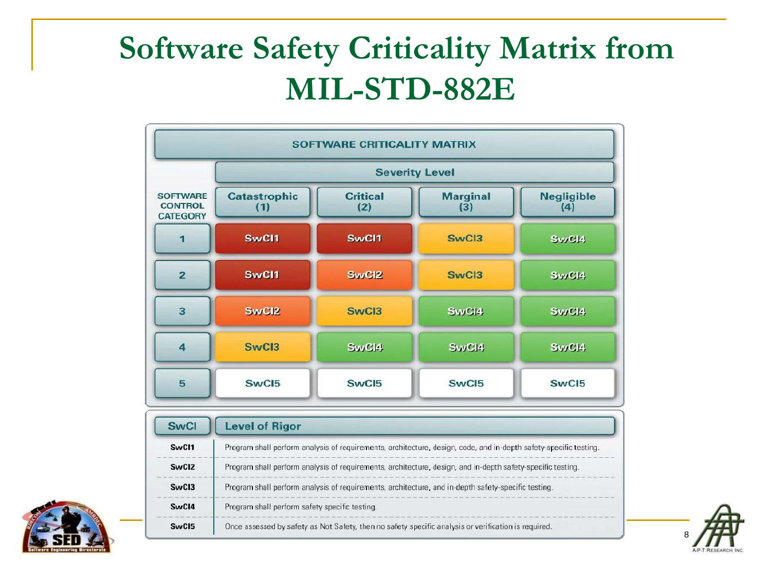# Software Safety Criticality Matrix from MIL-STD-882E

**SOFTWARE CRITICALITY MATRIX**

| SOFTWARE CONTROL CATEGORY | Severity Level: Catastrophic (1) | Critical (2) | Marginal (3) | Negligible (4) |
|---|---|---|---|---|
| 1 | SwCI1 | SwCI1 | SwCI3 | SwCI4 |
| 2 | SwCI1 | SwCI2 | SwCI3 | SwCI4 |
| 3 | SwCI2 | SwCI3 | SwCI4 | SwCI4 |
| 4 | SwCI3 | SwCI4 | SwCI4 | SwCI4 |
| 5 | SwCI5 | SwCI5 | SwCI5 | SwCI5 |

| SwCI | Level of Rigor |
|---|---|
| SwCI1 | Program shall perform analysis of requirements, architecture, design, code, and in-depth safety-specific testing. |
| SwCI2 | Program shall perform analysis of requirements, architecture, design, and in-depth safety-specific testing. |
| SwCI3 | Program shall perform analysis of requirements, architecture, and in-depth safety-specific testing. |
| SwCI4 | Program shall perform safety specific testing. |
| SwCI5 | Once assessed by safety as Not Safety, then no safety specific analysis or verification is required. |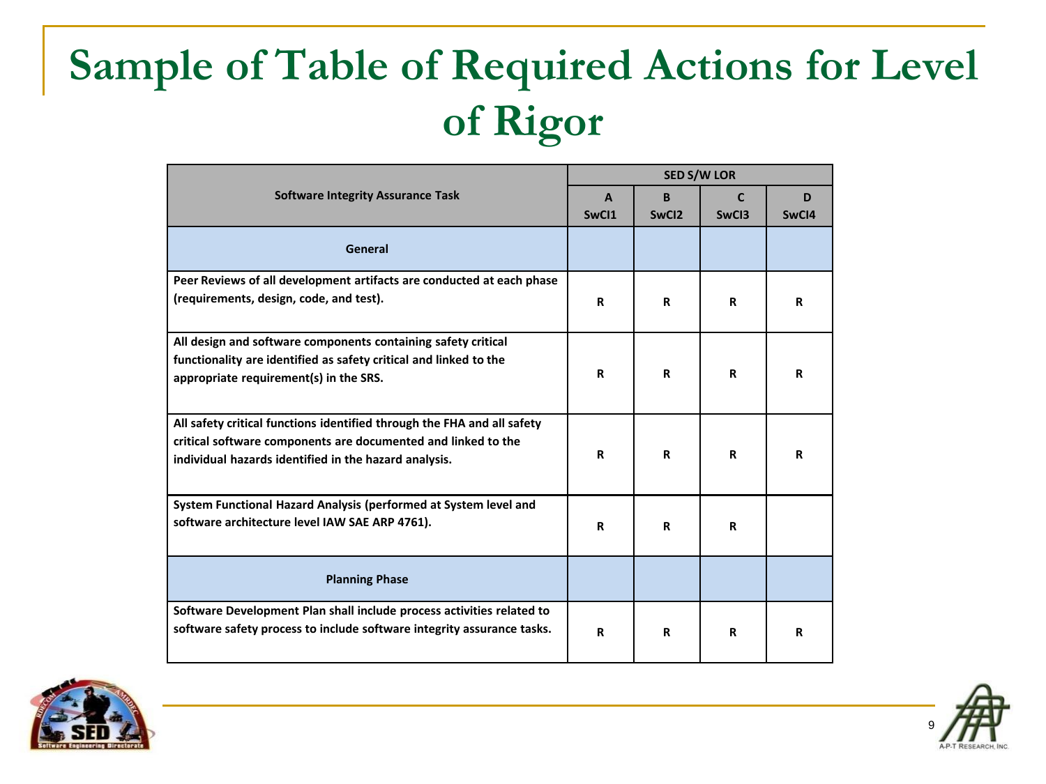# Sample of Table of Required Actions for Level of Rigor

| Software Integrity Assurance Task | SED S/W LOR | | | |
|---|---|---|---|---|
| | A SwCI1 | B SwCI2 | C SwCI3 | D SwCI4 |
| **General** | | | | |
| Peer Reviews of all development artifacts are conducted at each phase (requirements, design, code, and test). | R | R | R | R |
| All design and software components containing safety critical functionality are identified as safety critical and linked to the appropriate requirement(s) in the SRS. | R | R | R | R |
| All safety critical functions identified through the FHA and all safety critical software components are documented and linked to the individual hazards identified in the hazard analysis. | R | R | R | R |
| System Functional Hazard Analysis (performed at System level and software architecture level IAW SAE ARP 4761). | R | R | R | |
| **Planning Phase** | | | | |
| Software Development Plan shall include process activities related to software safety process to include software integrity assurance tasks. | R | R | R | R |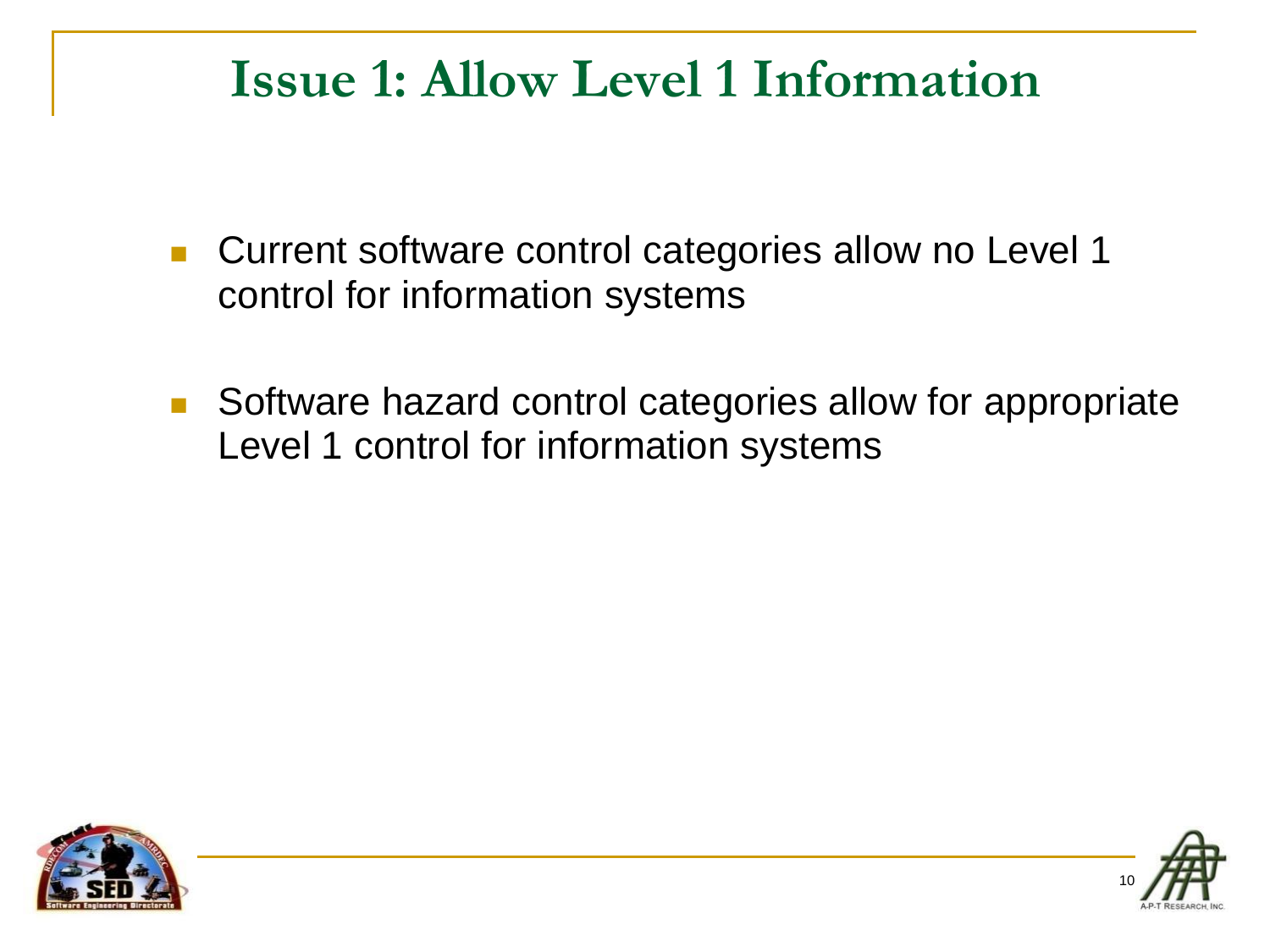# Issue 1: Allow Level 1 Information

- Current software control categories allow no Level 1 control for information systems
- Software hazard control categories allow for appropriate Level 1 control for information systems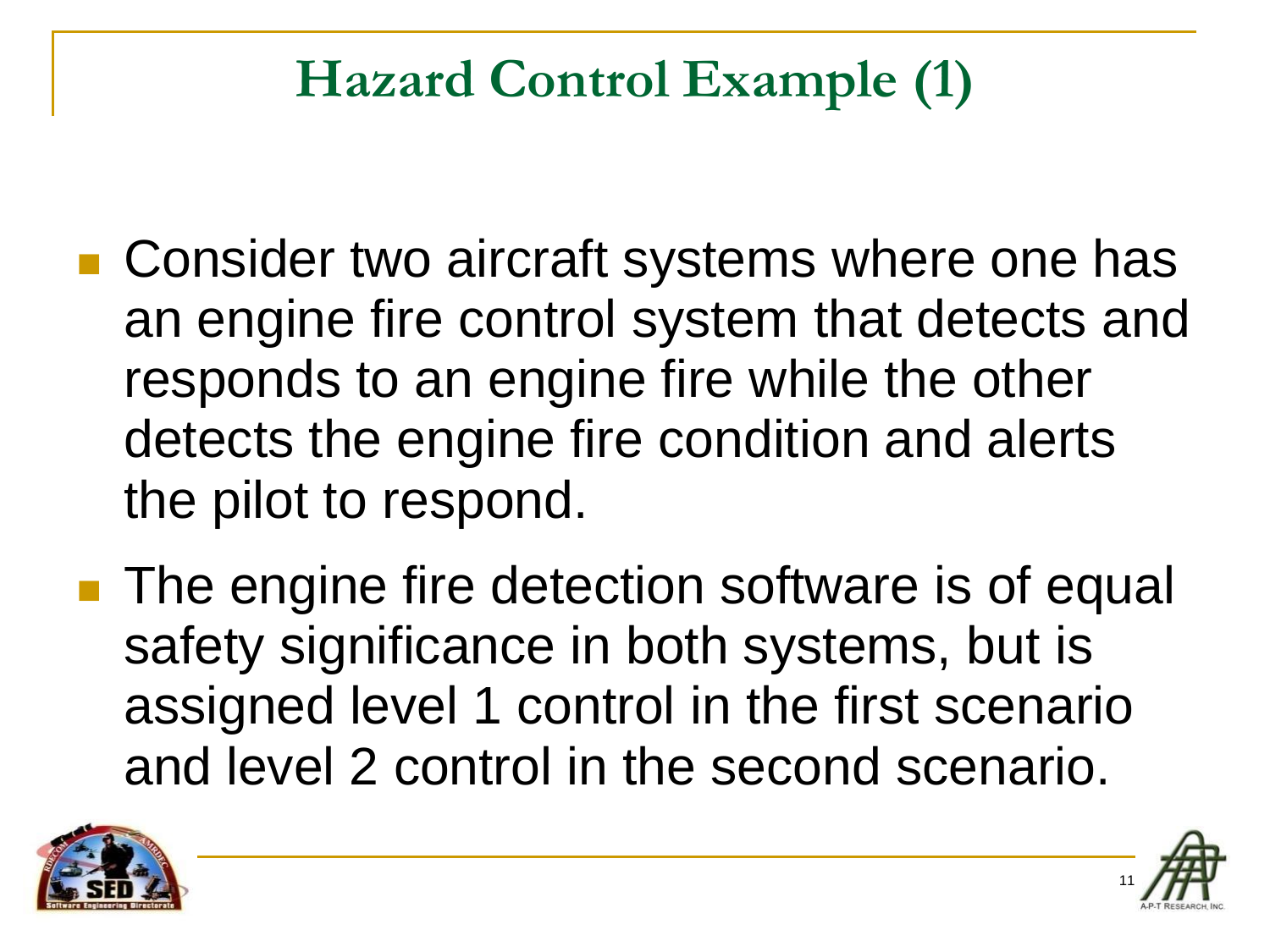# Hazard Control Example (1)

- Consider two aircraft systems where one has an engine fire control system that detects and responds to an engine fire while the other detects the engine fire condition and alerts the pilot to respond.
- The engine fire detection software is of equal safety significance in both systems, but is assigned level 1 control in the first scenario and level 2 control in the second scenario.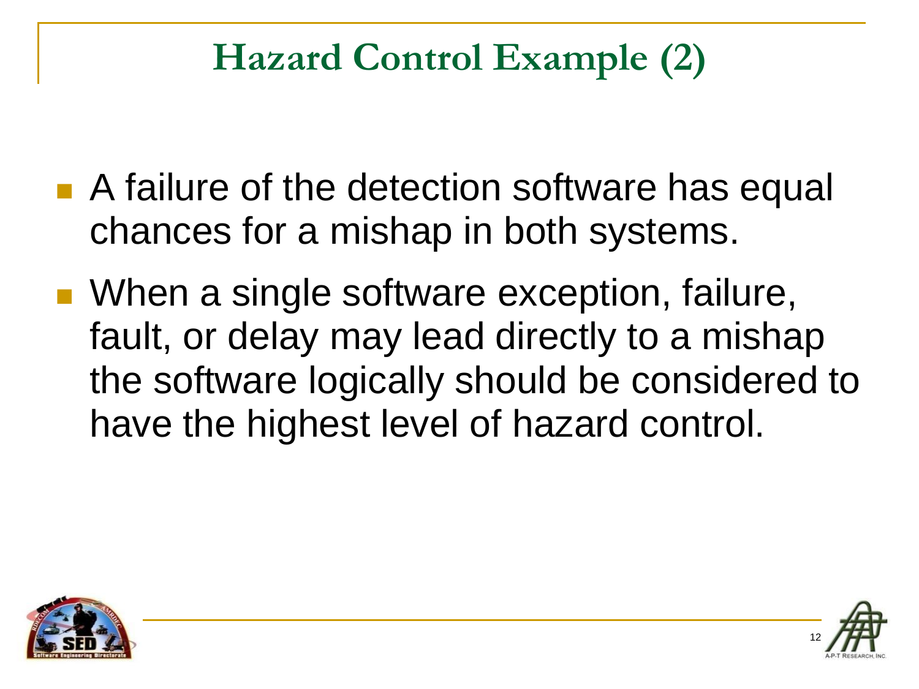# Hazard Control Example (2)

- A failure of the detection software has equal chances for a mishap in both systems.
- When a single software exception, failure, fault, or delay may lead directly to a mishap the software logically should be considered to have the highest level of hazard control.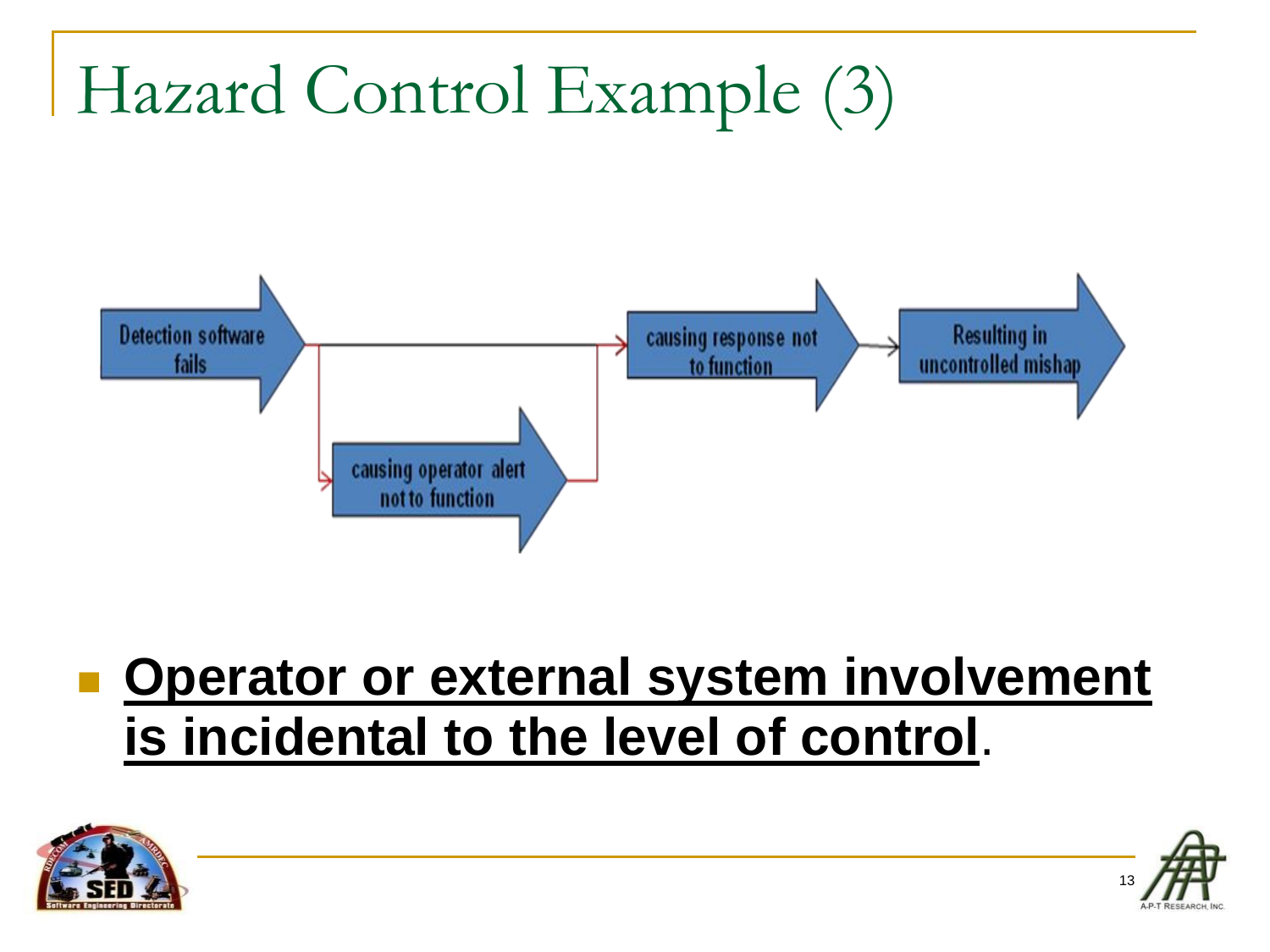# Hazard Control Example (3)

Detection software fails → causing response not to function → Resulting in uncontrolled mishap

Detection software fails → causing operator alert not to function → causing response not to function

- **<u>Operator or external system involvement is incidental to the level of control</u>**.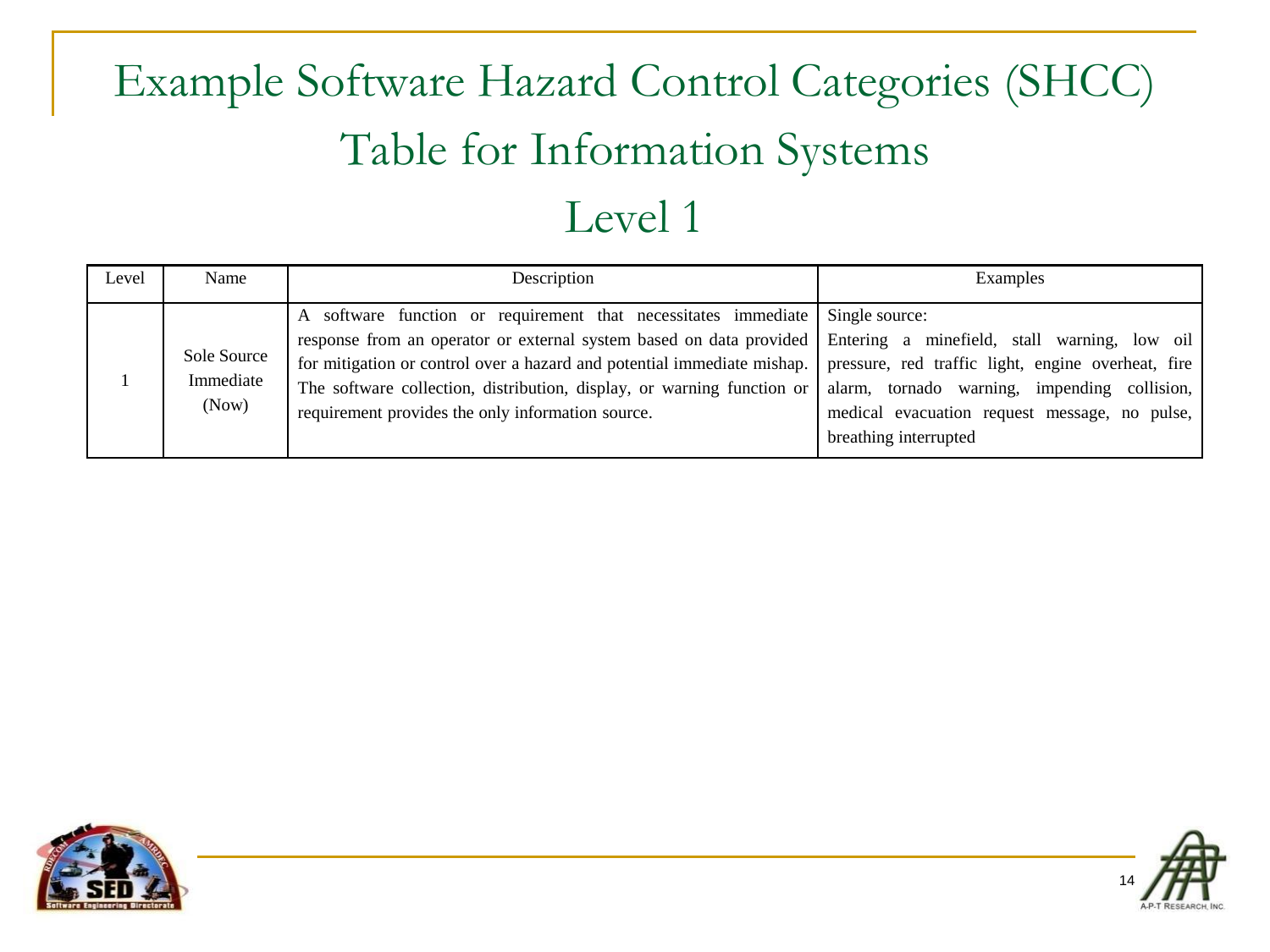# Example Software Hazard Control Categories (SHCC) Table for Information Systems

## Level 1

| Level | Name | Description | Examples |
|---|---|---|---|
| 1 | Sole Source Immediate (Now) | A software function or requirement that necessitates immediate response from an operator or external system based on data provided for mitigation or control over a hazard and potential immediate mishap. The software collection, distribution, display, or warning function or requirement provides the only information source. | Single source: Entering a minefield, stall warning, low oil pressure, red traffic light, engine overheat, fire alarm, tornado warning, impending collision, medical evacuation request message, no pulse, breathing interrupted |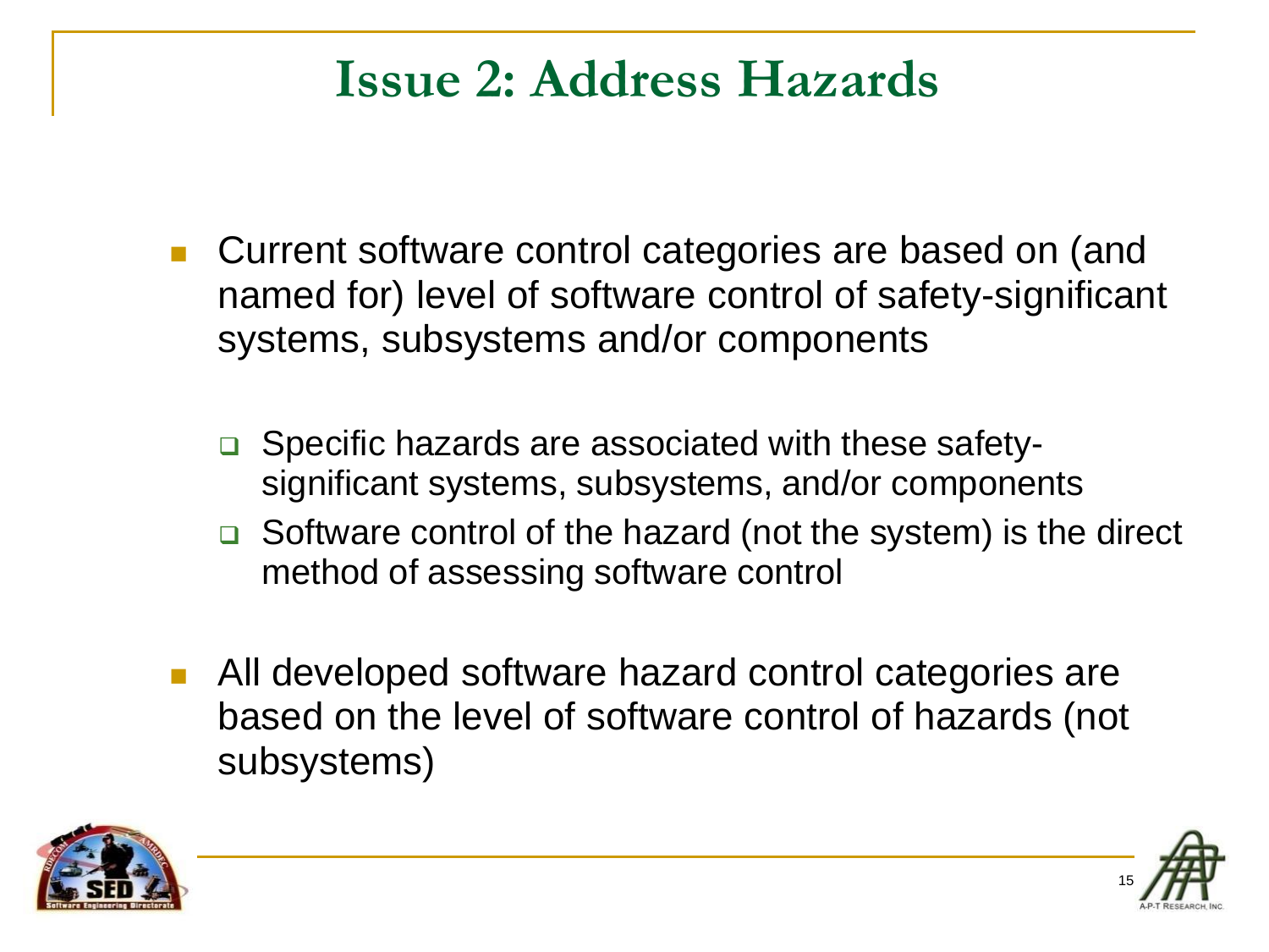# Issue 2: Address Hazards

- Current software control categories are based on (and named for) level of software control of safety-significant systems, subsystems and/or components
  - Specific hazards are associated with these safety-significant systems, subsystems, and/or components
  - Software control of the hazard (not the system) is the direct method of assessing software control
- All developed software hazard control categories are based on the level of software control of hazards (not subsystems)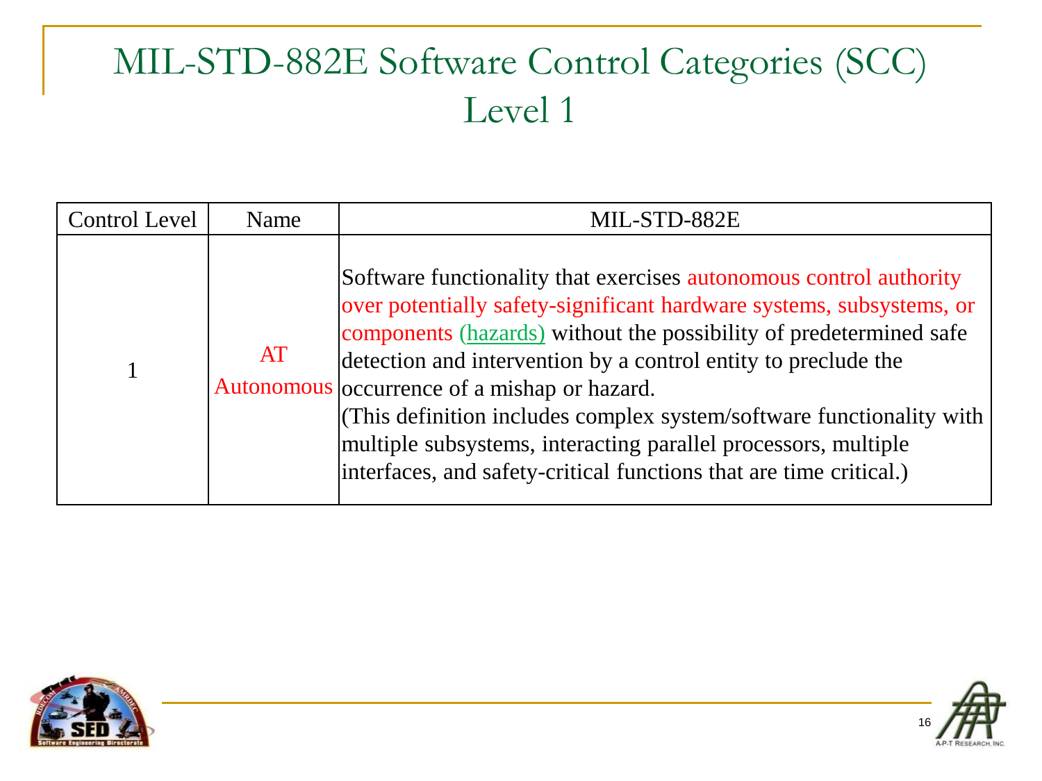# MIL-STD-882E Software Control Categories (SCC) Level 1

| Control Level | Name | MIL-STD-882E |
|---|---|---|
| 1 | AT Autonomous | Software functionality that exercises autonomous control authority over potentially safety-significant hardware systems, subsystems, or components (hazards) without the possibility of predetermined safe detection and intervention by a control entity to preclude the occurrence of a mishap or hazard. (This definition includes complex system/software functionality with multiple subsystems, interacting parallel processors, multiple interfaces, and safety-critical functions that are time critical.) |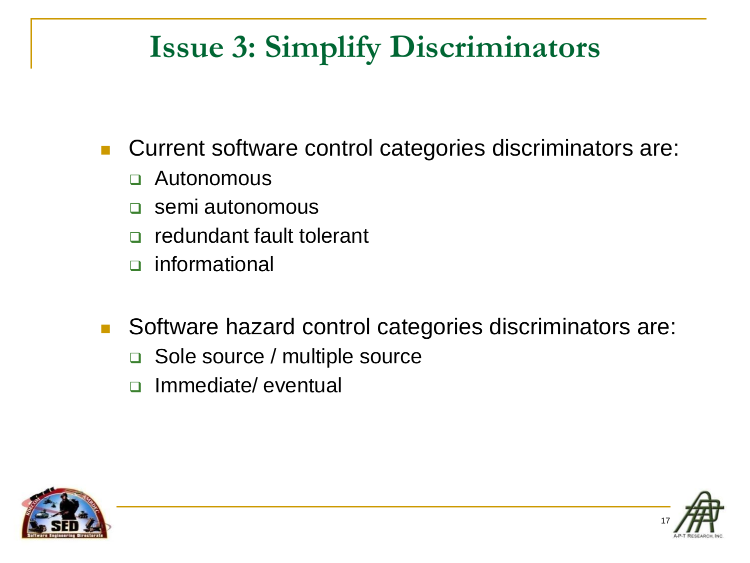# Issue 3: Simplify Discriminators

- Current software control categories discriminators are:
  - Autonomous
  - semi autonomous
  - redundant fault tolerant
  - informational

- Software hazard control categories discriminators are:
  - Sole source / multiple source
  - Immediate/ eventual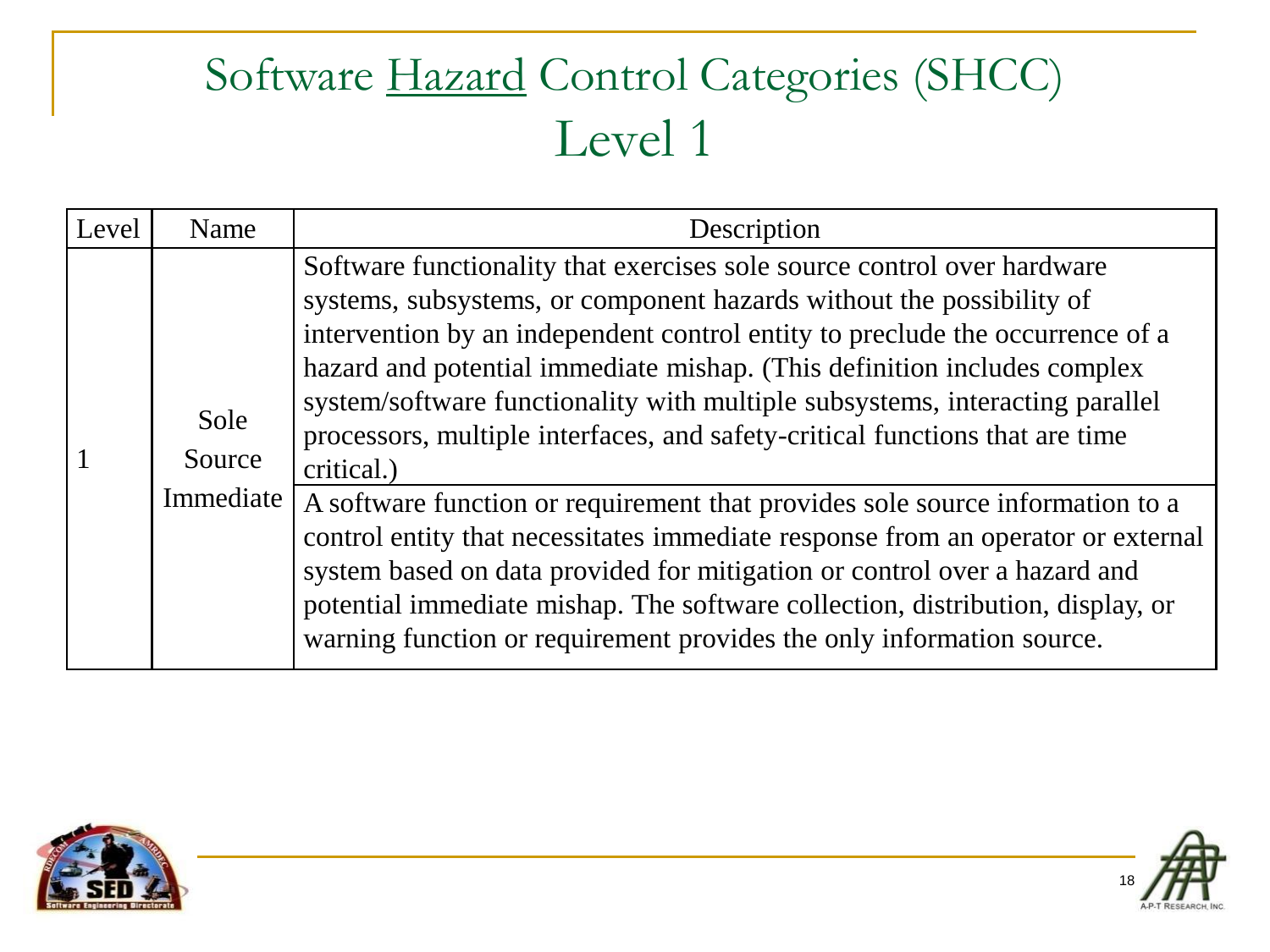# Software Hazard Control Categories (SHCC) Level 1

| Level | Name | Description |
|---|---|---|
| 1 | Sole Source Immediate | Software functionality that exercises sole source control over hardware systems, subsystems, or component hazards without the possibility of intervention by an independent control entity to preclude the occurrence of a hazard and potential immediate mishap. (This definition includes complex system/software functionality with multiple subsystems, interacting parallel processors, multiple interfaces, and safety-critical functions that are time critical.) |
| | | A software function or requirement that provides sole source information to a control entity that necessitates immediate response from an operator or external system based on data provided for mitigation or control over a hazard and potential immediate mishap. The software collection, distribution, display, or warning function or requirement provides the only information source. |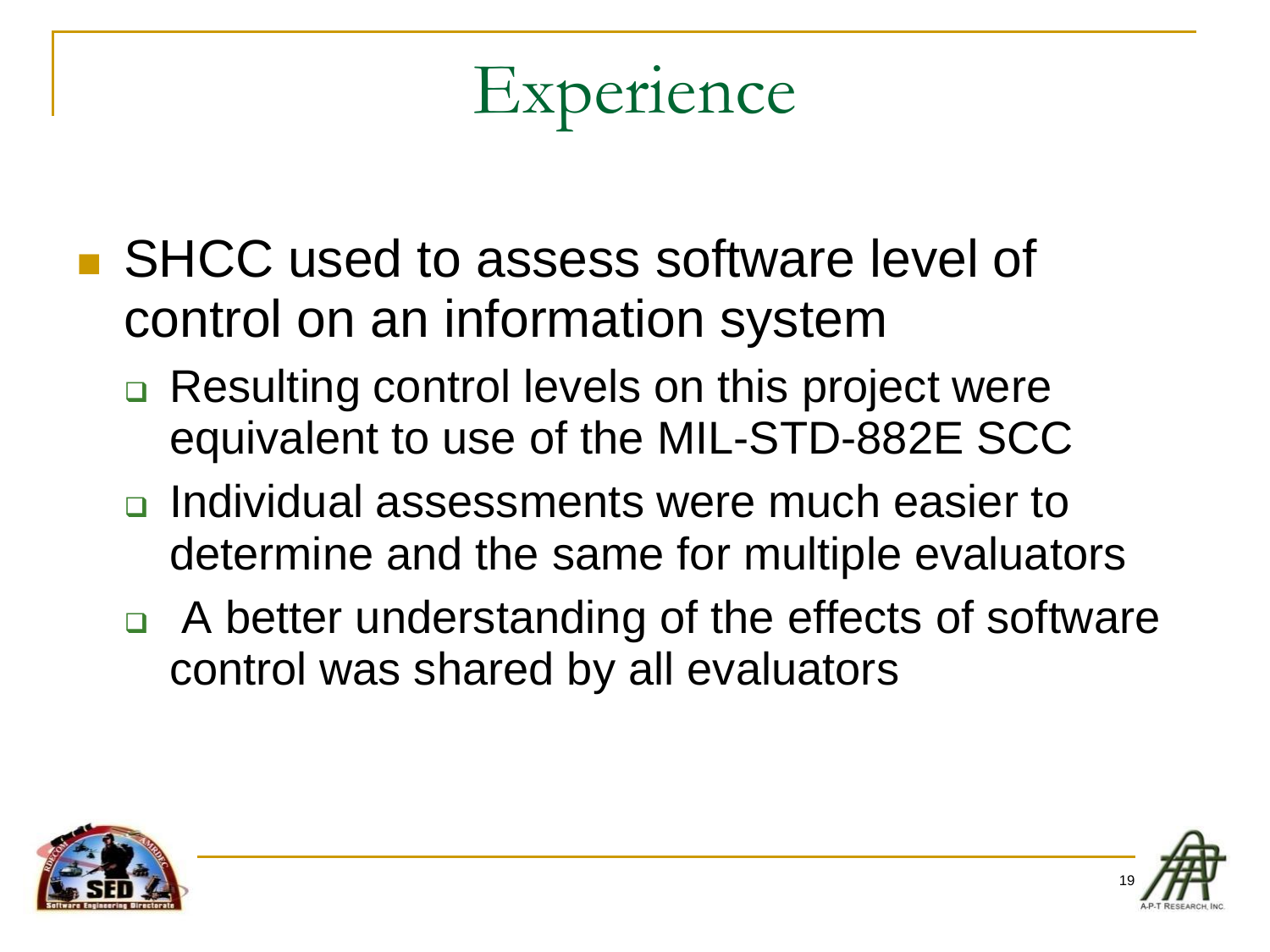# Experience

- SHCC used to assess software level of control on an information system
  - Resulting control levels on this project were equivalent to use of the MIL-STD-882E SCC
  - Individual assessments were much easier to determine and the same for multiple evaluators
  - A better understanding of the effects of software control was shared by all evaluators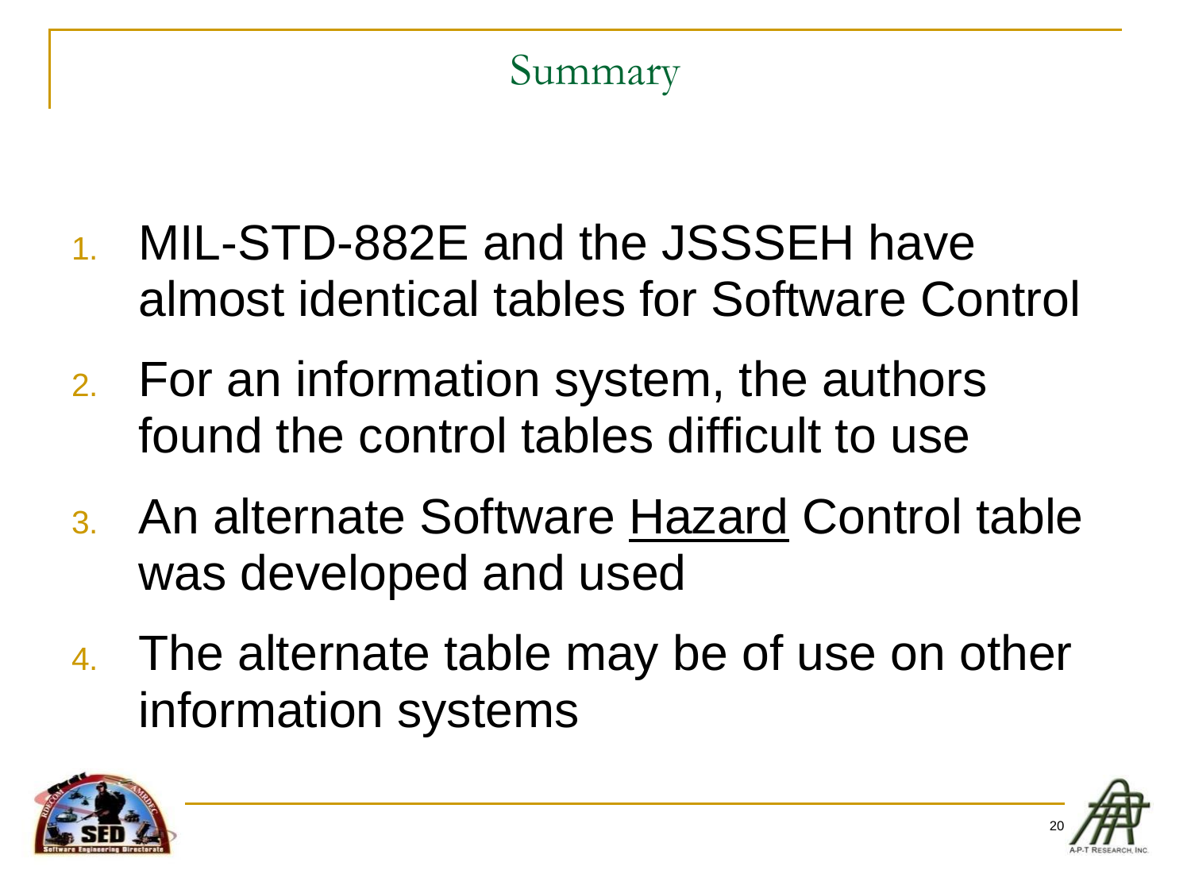# Summary

1. MIL-STD-882E and the JSSSEH have almost identical tables for Software Control
2. For an information system, the authors found the control tables difficult to use
3. An alternate Software Hazard Control table was developed and used
4. The alternate table may be of use on other information systems